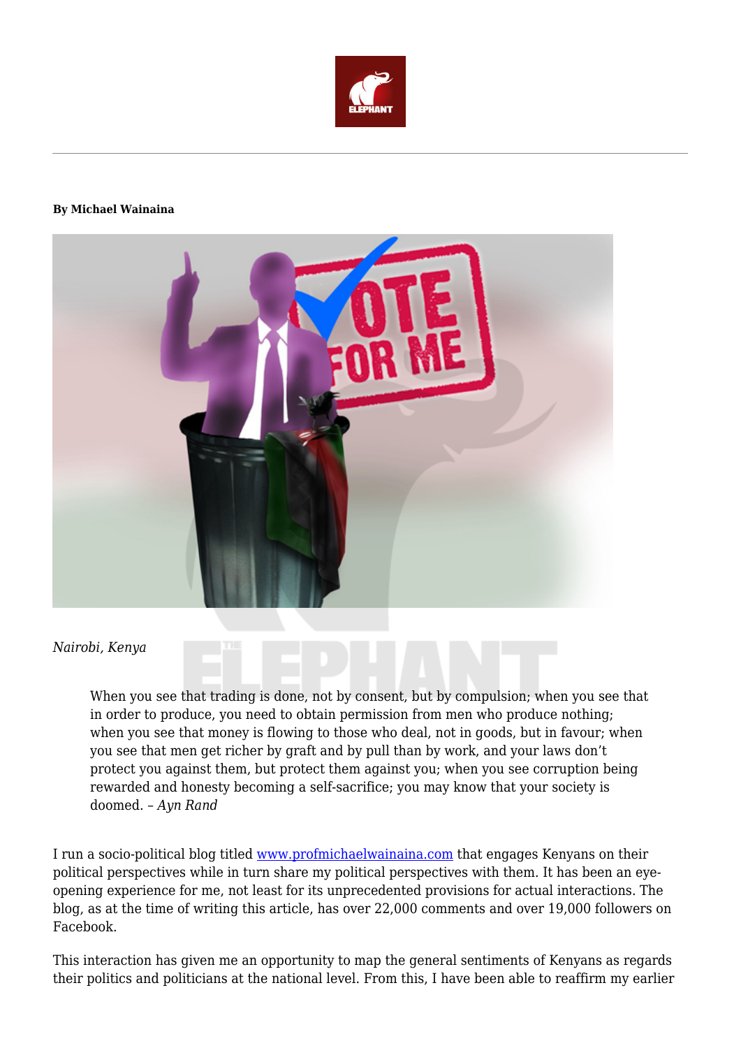**By Michael Wainaina**

*Nairobi, Kenya*

> When you see that trading is done, not by consent, but by compulsion; when you see that in order to produce, you need to obtain permission from men who produce nothing; when you see that money is flowing to those who deal, not in goods, but in favour; when you see that men get richer by graft and by pull than by work, and your laws don't protect you against them, but protect them against you; when you see corruption being rewarded and honesty becoming a self-sacrifice; you may know that your society is doomed. – *Ayn Rand*

I run a socio-political blog titled [www.profmichaelwainaina.com](www.profmichaelwainaina.com) that engages Kenyans on their political perspectives while in turn share my political perspectives with them. It has been an eye-opening experience for me, not least for its unprecedented provisions for actual interactions. The blog, as at the time of writing this article, has over 22,000 comments and over 19,000 followers on Facebook.

This interaction has given me an opportunity to map the general sentiments of Kenyans as regards their politics and politicians at the national level. From this, I have been able to reaffirm my earlier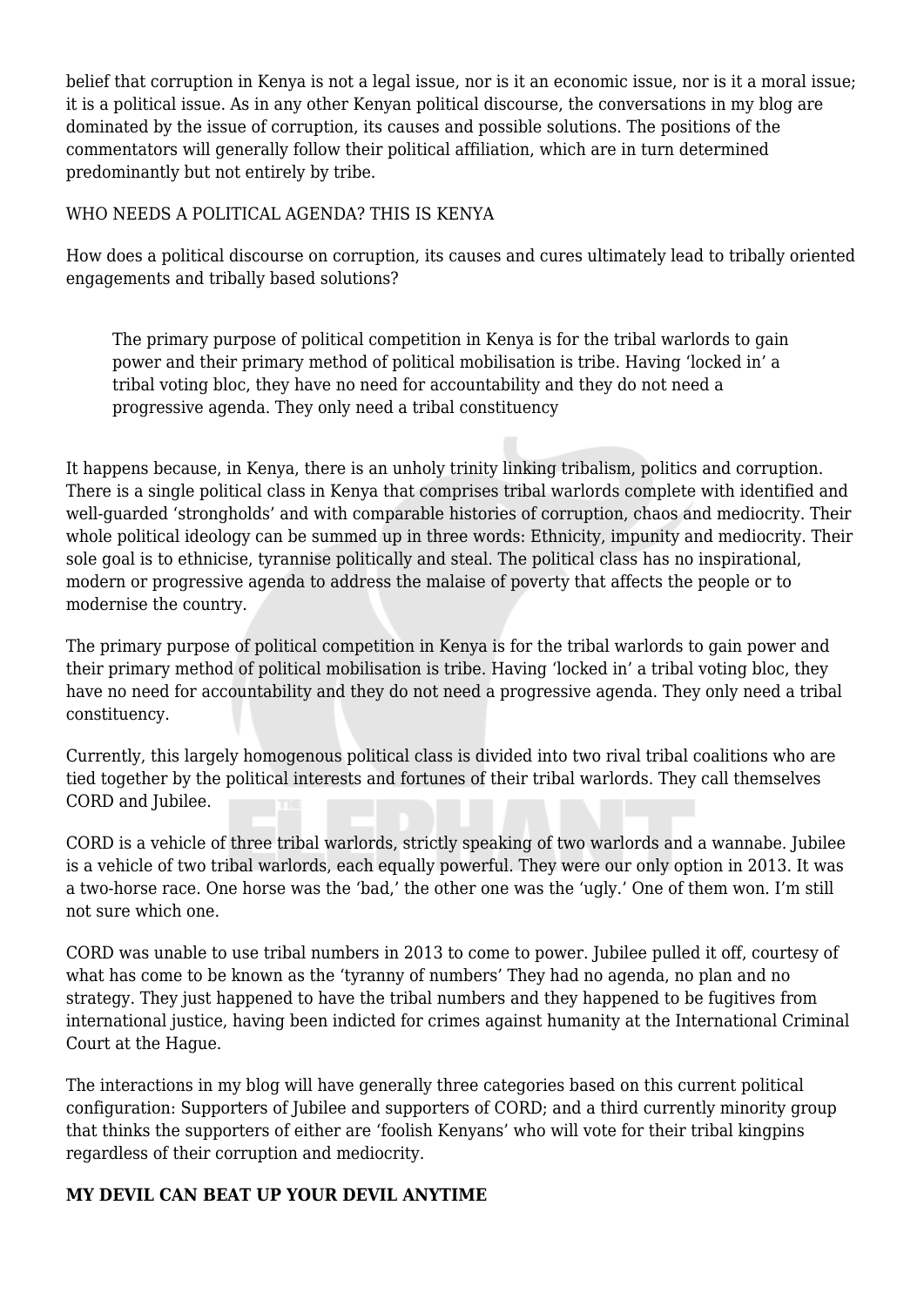belief that corruption in Kenya is not a legal issue, nor is it an economic issue, nor is it a moral issue; it is a political issue. As in any other Kenyan political discourse, the conversations in my blog are dominated by the issue of corruption, its causes and possible solutions. The positions of the commentators will generally follow their political affiliation, which are in turn determined predominantly but not entirely by tribe.

WHO NEEDS A POLITICAL AGENDA? THIS IS KENYA

How does a political discourse on corruption, its causes and cures ultimately lead to tribally oriented engagements and tribally based solutions?

> The primary purpose of political competition in Kenya is for the tribal warlords to gain power and their primary method of political mobilisation is tribe. Having 'locked in' a tribal voting bloc, they have no need for accountability and they do not need a progressive agenda. They only need a tribal constituency

It happens because, in Kenya, there is an unholy trinity linking tribalism, politics and corruption. There is a single political class in Kenya that comprises tribal warlords complete with identified and well-guarded 'strongholds' and with comparable histories of corruption, chaos and mediocrity. Their whole political ideology can be summed up in three words: Ethnicity, impunity and mediocrity. Their sole goal is to ethnicise, tyrannise politically and steal. The political class has no inspirational, modern or progressive agenda to address the malaise of poverty that affects the people or to modernise the country.

The primary purpose of political competition in Kenya is for the tribal warlords to gain power and their primary method of political mobilisation is tribe. Having 'locked in' a tribal voting bloc, they have no need for accountability and they do not need a progressive agenda. They only need a tribal constituency.

Currently, this largely homogenous political class is divided into two rival tribal coalitions who are tied together by the political interests and fortunes of their tribal warlords. They call themselves CORD and Jubilee.

CORD is a vehicle of three tribal warlords, strictly speaking of two warlords and a wannabe. Jubilee is a vehicle of two tribal warlords, each equally powerful. They were our only option in 2013. It was a two-horse race. One horse was the 'bad,' the other one was the 'ugly.' One of them won. I'm still not sure which one.

CORD was unable to use tribal numbers in 2013 to come to power. Jubilee pulled it off, courtesy of what has come to be known as the 'tyranny of numbers' They had no agenda, no plan and no strategy. They just happened to have the tribal numbers and they happened to be fugitives from international justice, having been indicted for crimes against humanity at the International Criminal Court at the Hague.

The interactions in my blog will have generally three categories based on this current political configuration: Supporters of Jubilee and supporters of CORD; and a third currently minority group that thinks the supporters of either are 'foolish Kenyans' who will vote for their tribal kingpins regardless of their corruption and mediocrity.

**MY DEVIL CAN BEAT UP YOUR DEVIL ANYTIME**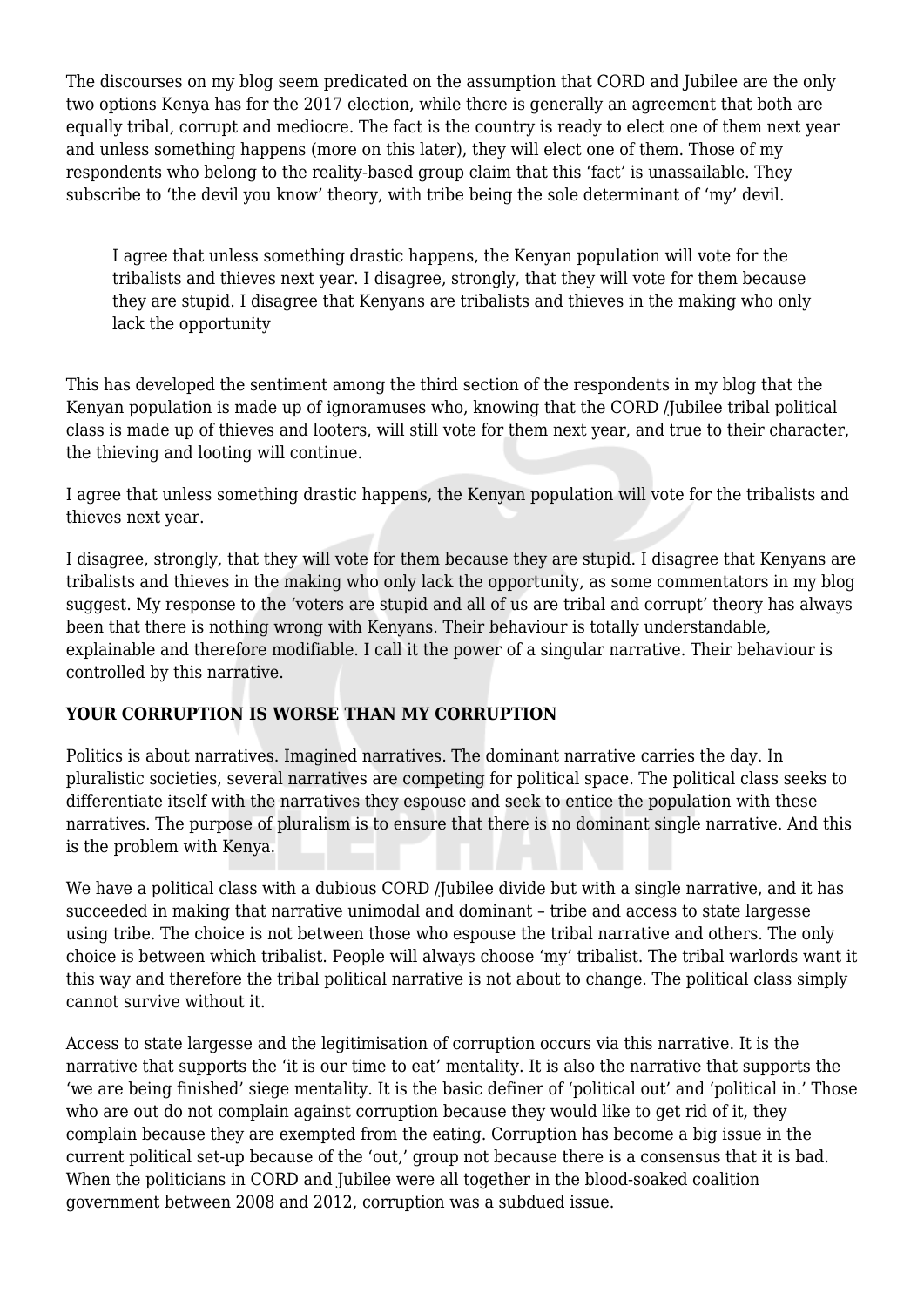The discourses on my blog seem predicated on the assumption that CORD and Jubilee are the only two options Kenya has for the 2017 election, while there is generally an agreement that both are equally tribal, corrupt and mediocre. The fact is the country is ready to elect one of them next year and unless something happens (more on this later), they will elect one of them. Those of my respondents who belong to the reality-based group claim that this 'fact' is unassailable. They subscribe to 'the devil you know' theory, with tribe being the sole determinant of 'my' devil.

> I agree that unless something drastic happens, the Kenyan population will vote for the tribalists and thieves next year. I disagree, strongly, that they will vote for them because they are stupid. I disagree that Kenyans are tribalists and thieves in the making who only lack the opportunity

This has developed the sentiment among the third section of the respondents in my blog that the Kenyan population is made up of ignoramuses who, knowing that the CORD /Jubilee tribal political class is made up of thieves and looters, will still vote for them next year, and true to their character, the thieving and looting will continue.

I agree that unless something drastic happens, the Kenyan population will vote for the tribalists and thieves next year.

I disagree, strongly, that they will vote for them because they are stupid. I disagree that Kenyans are tribalists and thieves in the making who only lack the opportunity, as some commentators in my blog suggest. My response to the 'voters are stupid and all of us are tribal and corrupt' theory has always been that there is nothing wrong with Kenyans. Their behaviour is totally understandable, explainable and therefore modifiable. I call it the power of a singular narrative. Their behaviour is controlled by this narrative.

**YOUR CORRUPTION IS WORSE THAN MY CORRUPTION**

Politics is about narratives. Imagined narratives. The dominant narrative carries the day. In pluralistic societies, several narratives are competing for political space. The political class seeks to differentiate itself with the narratives they espouse and seek to entice the population with these narratives. The purpose of pluralism is to ensure that there is no dominant single narrative. And this is the problem with Kenya.

We have a political class with a dubious CORD /Jubilee divide but with a single narrative, and it has succeeded in making that narrative unimodal and dominant – tribe and access to state largesse using tribe. The choice is not between those who espouse the tribal narrative and others. The only choice is between which tribalist. People will always choose 'my' tribalist. The tribal warlords want it this way and therefore the tribal political narrative is not about to change. The political class simply cannot survive without it.

Access to state largesse and the legitimisation of corruption occurs via this narrative. It is the narrative that supports the 'it is our time to eat' mentality. It is also the narrative that supports the 'we are being finished' siege mentality. It is the basic definer of 'political out' and 'political in.' Those who are out do not complain against corruption because they would like to get rid of it, they complain because they are exempted from the eating. Corruption has become a big issue in the current political set-up because of the 'out,' group not because there is a consensus that it is bad. When the politicians in CORD and Jubilee were all together in the blood-soaked coalition government between 2008 and 2012, corruption was a subdued issue.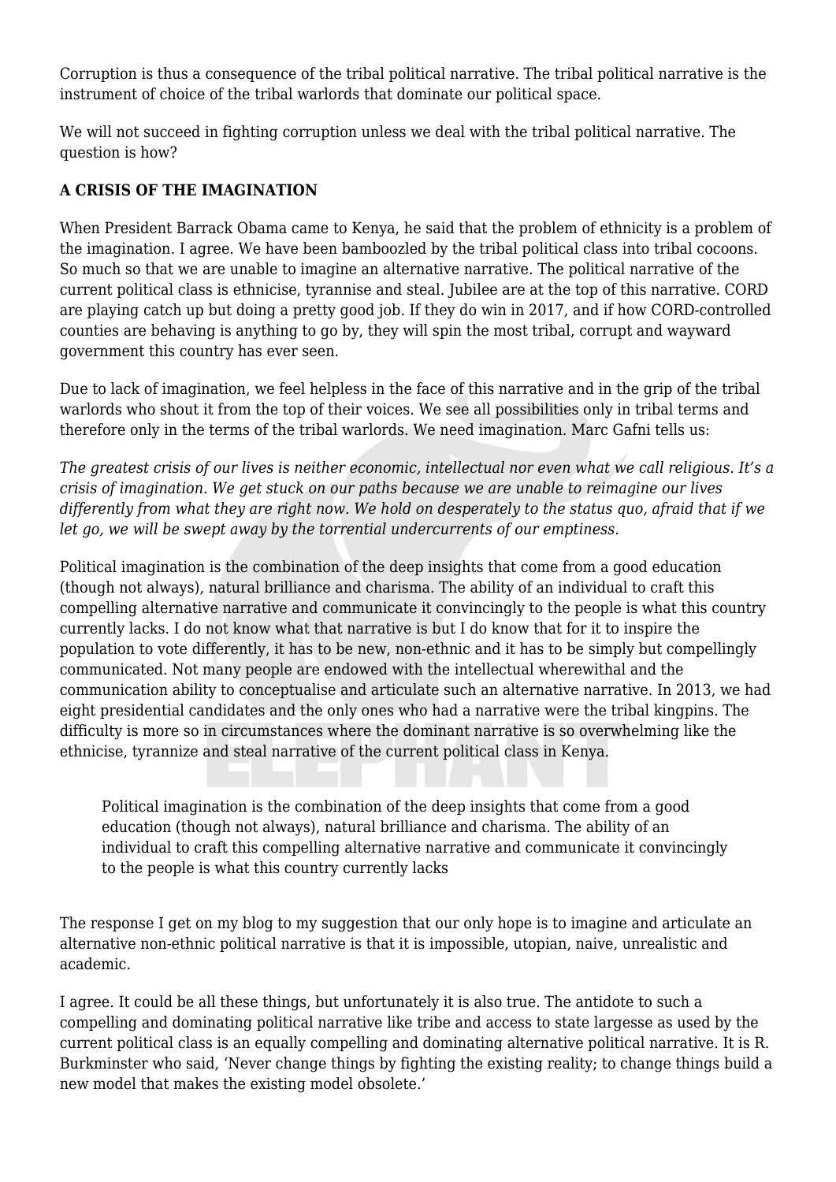Corruption is thus a consequence of the tribal political narrative. The tribal political narrative is the instrument of choice of the tribal warlords that dominate our political space.

We will not succeed in fighting corruption unless we deal with the tribal political narrative. The question is how?

**A CRISIS OF THE IMAGINATION**

When President Barrack Obama came to Kenya, he said that the problem of ethnicity is a problem of the imagination. I agree. We have been bamboozled by the tribal political class into tribal cocoons. So much so that we are unable to imagine an alternative narrative. The political narrative of the current political class is ethnicise, tyrannise and steal. Jubilee are at the top of this narrative. CORD are playing catch up but doing a pretty good job. If they do win in 2017, and if how CORD-controlled counties are behaving is anything to go by, they will spin the most tribal, corrupt and wayward government this country has ever seen.

Due to lack of imagination, we feel helpless in the face of this narrative and in the grip of the tribal warlords who shout it from the top of their voices. We see all possibilities only in tribal terms and therefore only in the terms of the tribal warlords. We need imagination. Marc Gafni tells us:

*The greatest crisis of our lives is neither economic, intellectual nor even what we call religious. It's a crisis of imagination. We get stuck on our paths because we are unable to reimagine our lives differently from what they are right now. We hold on desperately to the status quo, afraid that if we let go, we will be swept away by the torrential undercurrents of our emptiness.*

Political imagination is the combination of the deep insights that come from a good education (though not always), natural brilliance and charisma. The ability of an individual to craft this compelling alternative narrative and communicate it convincingly to the people is what this country currently lacks. I do not know what that narrative is but I do know that for it to inspire the population to vote differently, it has to be new, non-ethnic and it has to be simply but compellingly communicated. Not many people are endowed with the intellectual wherewithal and the communication ability to conceptualise and articulate such an alternative narrative. In 2013, we had eight presidential candidates and the only ones who had a narrative were the tribal kingpins. The difficulty is more so in circumstances where the dominant narrative is so overwhelming like the ethnicise, tyrannize and steal narrative of the current political class in Kenya.

> Political imagination is the combination of the deep insights that come from a good education (though not always), natural brilliance and charisma. The ability of an individual to craft this compelling alternative narrative and communicate it convincingly to the people is what this country currently lacks

The response I get on my blog to my suggestion that our only hope is to imagine and articulate an alternative non-ethnic political narrative is that it is impossible, utopian, naive, unrealistic and academic.

I agree. It could be all these things, but unfortunately it is also true. The antidote to such a compelling and dominating political narrative like tribe and access to state largesse as used by the current political class is an equally compelling and dominating alternative political narrative. It is R. Burkminster who said, 'Never change things by fighting the existing reality; to change things build a new model that makes the existing model obsolete.'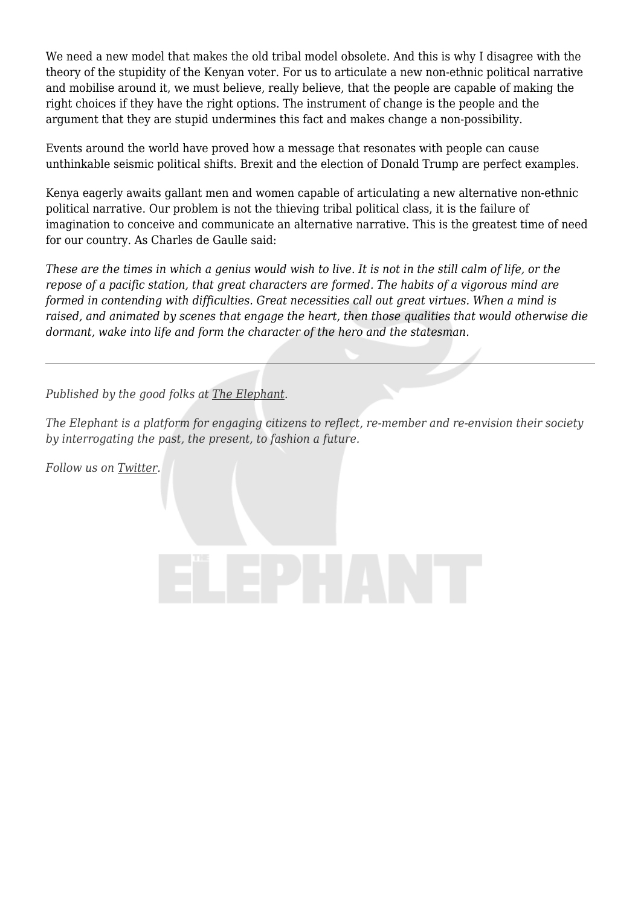We need a new model that makes the old tribal model obsolete. And this is why I disagree with the theory of the stupidity of the Kenyan voter. For us to articulate a new non-ethnic political narrative and mobilise around it, we must believe, really believe, that the people are capable of making the right choices if they have the right options. The instrument of change is the people and the argument that they are stupid undermines this fact and makes change a non-possibility.

Events around the world have proved how a message that resonates with people can cause unthinkable seismic political shifts. Brexit and the election of Donald Trump are perfect examples.

Kenya eagerly awaits gallant men and women capable of articulating a new alternative non-ethnic political narrative. Our problem is not the thieving tribal political class, it is the failure of imagination to conceive and communicate an alternative narrative. This is the greatest time of need for our country. As Charles de Gaulle said:

*These are the times in which a genius would wish to live. It is not in the still calm of life, or the repose of a pacific station, that great characters are formed. The habits of a vigorous mind are formed in contending with difficulties. Great necessities call out great virtues. When a mind is raised, and animated by scenes that engage the heart, then those qualities that would otherwise die dormant, wake into life and form the character of the hero and the statesman.*

---

*Published by the good folks at The Elephant.*

*The Elephant is a platform for engaging citizens to reflect, re-member and re-envision their society by interrogating the past, the present, to fashion a future.*

*Follow us on Twitter.*